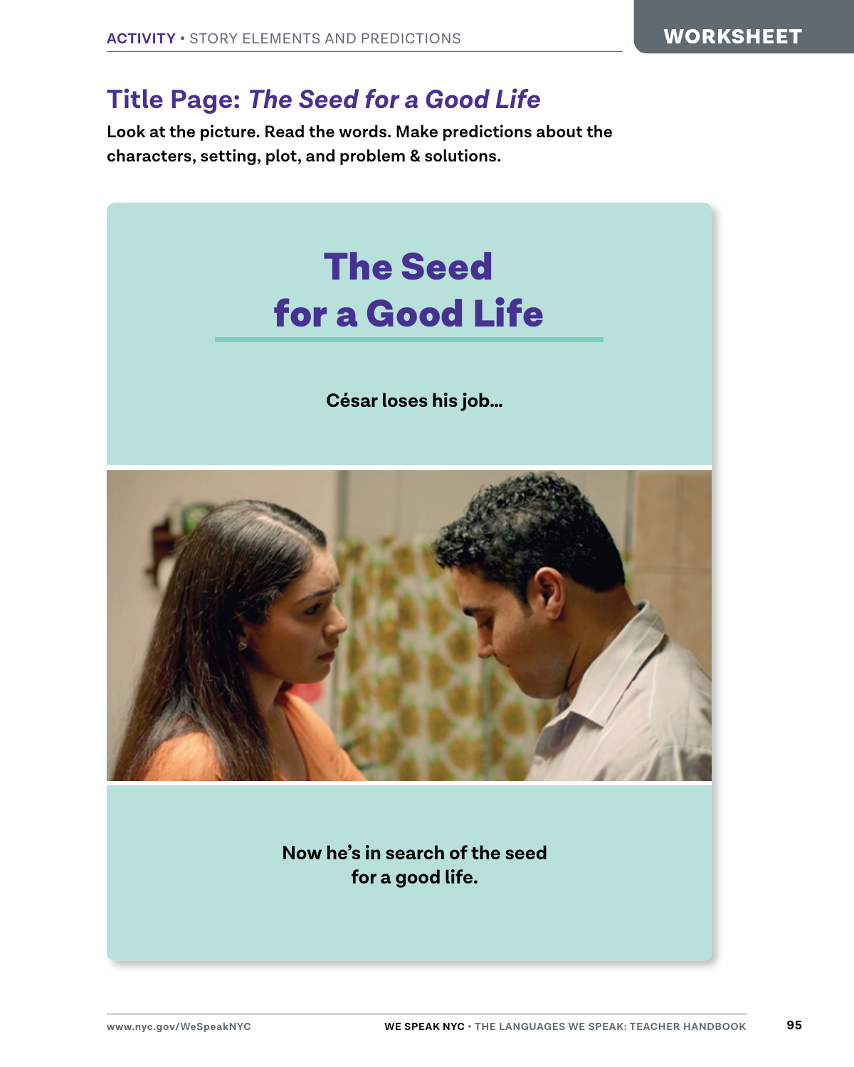ACTIVITY • STORY ELEMENTS AND PREDICTIONS

WORKSHEET

## Title Page: *The Seed for a Good Life*

**Look at the picture. Read the words. Make predictions about the characters, setting, plot, and problem & solutions.**

# The Seed for a Good Life

**César loses his job...**

**Now he's in search of the seed for a good life.**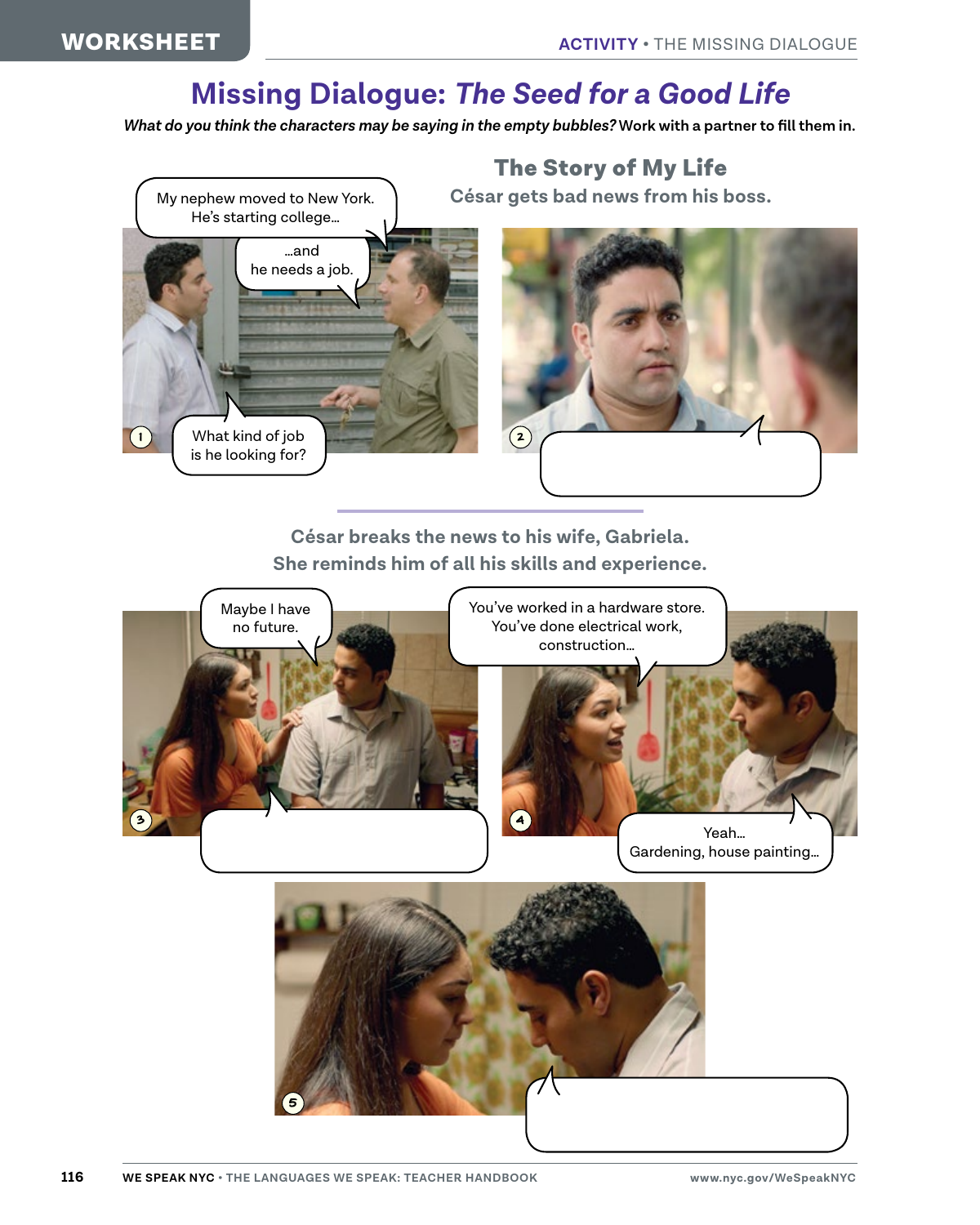# Missing Dialogue: *The Seed for a Good Life*

***What do you think the characters may be saying in the empty bubbles?*** **Work with a partner to fill them in.**

## The Story of My Life

### César gets bad news from his boss.

1
- My nephew moved to New York. He's starting college…
- …and he needs a job.
- What kind of job is he looking for?

2
- (empty bubble)

### César breaks the news to his wife, Gabriela. She reminds him of all his skills and experience.

3
- Maybe I have no future.
- (empty bubble)

4
- You've worked in a hardware store. You've done electrical work, construction…
- Yeah… Gardening, house painting…

5
- (empty bubble)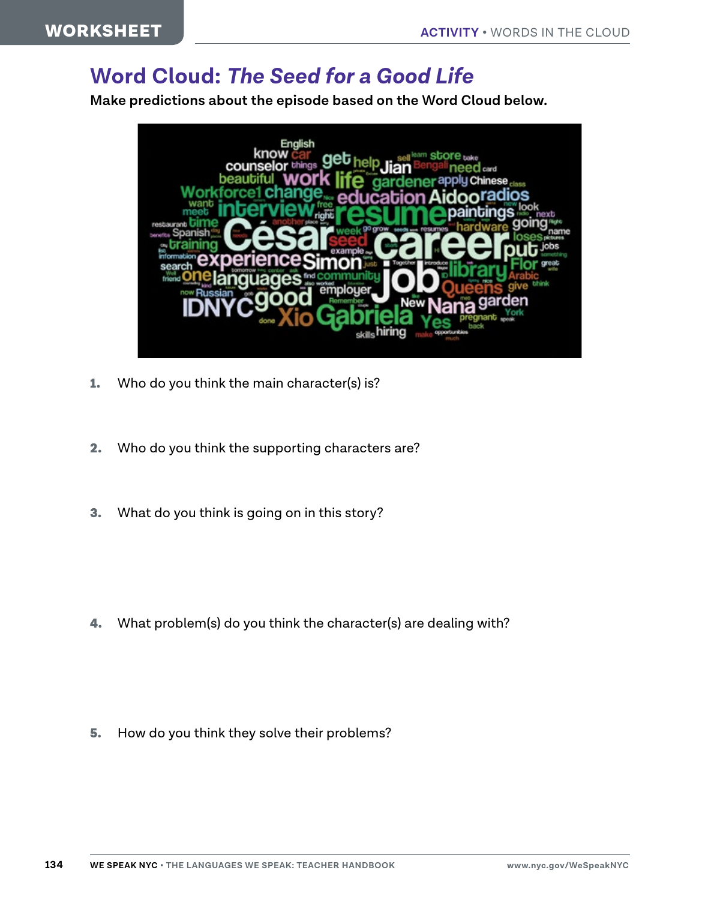# Word Cloud: *The Seed for a Good Life*

**Make predictions about the episode based on the Word Cloud below.**

1. Who do you think the main character(s) is?

2. Who do you think the supporting characters are?

3. What do you think is going on in this story?

4. What problem(s) do you think the character(s) are dealing with?

5. How do you think they solve their problems?